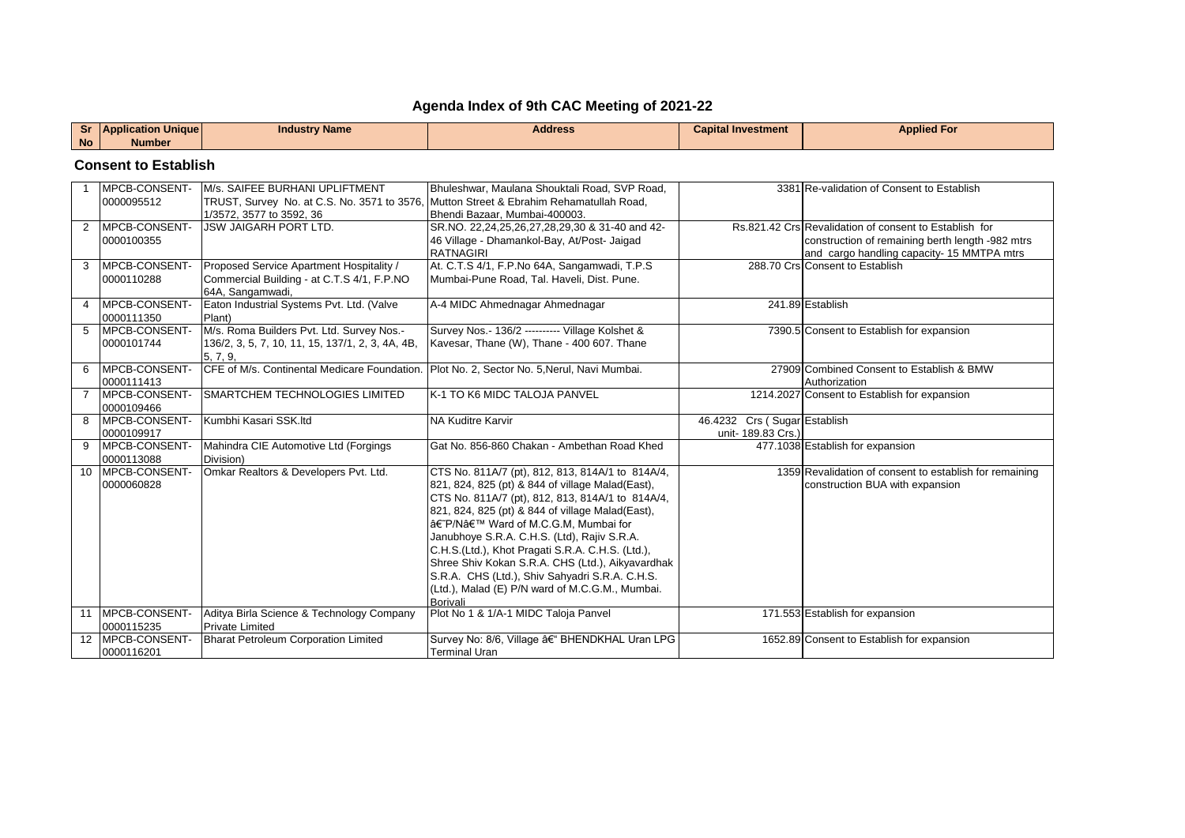# Agenda Index of 9th CAC Meeting of 2021-22

## Consent to Establish

| Sr No | Application Unique Number | Industry Name | Address | Capital Investment | Applied For |
|---|---|---|---|---|---|
| 1 | MPCB-CONSENT-0000095512 | M/s. SAIFEE BURHANI UPLIFTMENT TRUST, Survey No. at C.S. No. 3571 to 3576, 1/3572, 3577 to 3592, 36 | Bhuleshwar, Maulana Shouktali Road, SVP Road, Mutton Street & Ebrahim Rehamatullah Road, Bhendi Bazaar, Mumbai-400003. | 3381 | Re-validation of Consent to Establish |
| 2 | MPCB-CONSENT-0000100355 | JSW JAIGARH PORT LTD. | SR.NO. 22,24,25,26,27,28,29,30 & 31-40 and 42-46 Village - Dhamankol-Bay, At/Post- Jaigad RATNAGIRI | Rs.821.42 Crs | Revalidation of consent to Establish for construction of remaining berth length -982 mtrs and cargo handling capacity- 15 MMTPA mtrs |
| 3 | MPCB-CONSENT-0000110288 | Proposed Service Apartment Hospitality / Commercial Building - at C.T.S 4/1, F.P.NO 64A, Sangamwadi, | At. C.T.S 4/1, F.P.No 64A, Sangamwadi, T.P.S Mumbai-Pune Road, Tal. Haveli, Dist. Pune. | 288.70 Crs | Consent to Establish |
| 4 | MPCB-CONSENT-0000111350 | Eaton Industrial Systems Pvt. Ltd. (Valve Plant) | A-4 MIDC Ahmednagar Ahmednagar | 241.89 | Establish |
| 5 | MPCB-CONSENT-0000101744 | M/s. Roma Builders Pvt. Ltd. Survey Nos.- 136/2, 3, 5, 7, 10, 11, 15, 137/1, 2, 3, 4A, 4B, 5, 7, 9, | Survey Nos.- 136/2 ---------- Village Kolshet & Kavesar, Thane (W), Thane - 400 607. Thane | 7390.5 | Consent to Establish for expansion |
| 6 | MPCB-CONSENT-0000111413 | CFE of M/s. Continental Medicare Foundation. | Plot No. 2, Sector No. 5,Nerul, Navi Mumbai. | 27909 | Combined Consent to Establish & BMW Authorization |
| 7 | MPCB-CONSENT-0000109466 | SMARTCHEM TECHNOLOGIES LIMITED | K-1 TO K6 MIDC TALOJA PANVEL | 1214.2027 | Consent to Establish for expansion |
| 8 | MPCB-CONSENT-0000109917 | Kumbhi Kasari SSK.ltd | NA Kuditre Karvir | 46.4232 Crs ( Sugar unit- 189.83 Crs.) | Establish |
| 9 | MPCB-CONSENT-0000113088 | Mahindra CIE Automotive Ltd (Forgings Division) | Gat No. 856-860 Chakan - Ambethan Road Khed | 477.1038 | Establish for expansion |
| 10 | MPCB-CONSENT-0000060828 | Omkar Realtors & Developers Pvt. Ltd. | CTS No. 811A/7 (pt), 812, 813, 814A/1 to 814A/4, 821, 824, 825 (pt) & 844 of village Malad(East), CTS No. 811A/7 (pt), 812, 813, 814A/1 to 814A/4, 821, 824, 825 (pt) & 844 of village Malad(East), â€˜P/Nâ€™ Ward of M.C.G.M, Mumbai for Janubhoye S.R.A. C.H.S. (Ltd), Rajiv S.R.A. C.H.S.(Ltd.), Khot Pragati S.R.A. C.H.S. (Ltd.), Shree Shiv Kokan S.R.A. CHS (Ltd.), Aikyavardhak S.R.A. CHS (Ltd.), Shiv Sahyadri S.R.A. C.H.S. (Ltd.), Malad (E) P/N ward of M.C.G.M., Mumbai. Borivali | 1359 | Revalidation of consent to establish for remaining construction BUA with expansion |
| 11 | MPCB-CONSENT-0000115235 | Aditya Birla Science & Technology Company Private Limited | Plot No 1 & 1/A-1 MIDC Taloja Panvel | 171.553 | Establish for expansion |
| 12 | MPCB-CONSENT-0000116201 | Bharat Petroleum Corporation Limited | Survey No: 8/6, Village â€“ BHENDKHAL Uran LPG Terminal Uran | 1652.89 | Consent to Establish for expansion |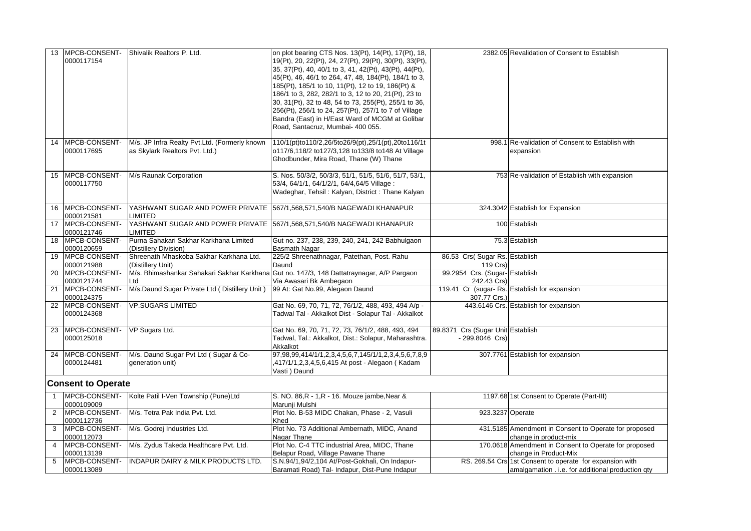| | | | | | |
|---|---|---|---|---|---|
| 13 | MPCB-CONSENT-0000117154 | Shivalik Realtors P. Ltd. | on plot bearing CTS Nos. 13(Pt), 14(Pt), 17(Pt), 18, 19(Pt), 20, 22(Pt), 24, 27(Pt), 29(Pt), 30(Pt), 33(Pt), 35, 37(Pt), 40, 40/1 to 3, 41, 42(Pt), 43(Pt), 44(Pt), 45(Pt), 46, 46/1 to 264, 47, 48, 184(Pt), 184/1 to 3, 185(Pt), 185/1 to 10, 11(Pt), 12 to 19, 186(Pt) & 186/1 to 3, 282, 282/1 to 3, 12 to 20, 21(Pt), 23 to 30, 31(Pt), 32 to 48, 54 to 73, 255(Pt), 255/1 to 36, 256(Pt), 256/1 to 24, 257(Pt), 257/1 to 7 of Village Bandra (East) in H/East Ward of MCGM at Golibar Road, Santacruz, Mumbai- 400 055. | 2382.05 | Revalidation of Consent to Establish |
| 14 | MPCB-CONSENT-0000117695 | M/s. JP Infra Realty Pvt.Ltd. (Formerly known as Skylark Realtors Pvt. Ltd.) | 110/1(pt)to110/2,26/5to26/9(pt),25/1(pt),20to116/1to117/6,118/2 to127/3,128 to133/8 to148 At Village Ghodbunder, Mira Road, Thane (W) Thane | 998.1 | Re-validation of Consent to Establish with expansion |
| 15 | MPCB-CONSENT-0000117750 | M/s Raunak Corporation | S. Nos. 50/3/2, 50/3/3, 51/1, 51/5, 51/6, 51/7, 53/1, 53/4, 64/1/1, 64/1/2/1, 64/4,64/5 Village : Wadeghar, Tehsil : Kalyan, District : Thane Kalyan | 753 | Re-validation of Establish with expansion |
| 16 | MPCB-CONSENT-0000121581 | YASHWANT SUGAR AND POWER PRIVATE LIMITED | 567/1,568,571,540/B NAGEWADI KHANAPUR | 324.3042 | Establish for Expansion |
| 17 | MPCB-CONSENT-0000121746 | YASHWANT SUGAR AND POWER PRIVATE LIMITED | 567/1,568,571,540/B NAGEWADI KHANAPUR | 100 | Establish |
| 18 | MPCB-CONSENT-0000120659 | Purna Sahakari Sakhar Karkhana Limited (Distillery Division) | Gut no. 237, 238, 239, 240, 241, 242 Babhulgaon Basmath Nagar | 75.3 | Establish |
| 19 | MPCB-CONSENT-0000121988 | Shreenath Mhaskoba Sakhar Karkhana Ltd. (Distillery Unit) | 225/2 Shreenathnagar, Patethan, Post. Rahu Daund | 86.53 Crs( Sugar Rs. 119 Crs) | Establish |
| 20 | MPCB-CONSENT-0000121744 | M/s. Bhimashankar Sahakari Sakhar Karkhana Ltd | Gut no. 147/3, 148 Dattatraynagar, A/P Pargaon Via Awasari Bk Ambegaon | 99.2954 Crs. (Sugar- 242.43 Crs) | Establish |
| 21 | MPCB-CONSENT-0000124375 | M/s.Daund Sugar Private Ltd ( Distillery Unit ) | 99 At: Gat No.99, Alegaon Daund | 119.41 Cr (sugar- Rs. 307.77 Crs.) | Establish for expansion |
| 22 | MPCB-CONSENT-0000124368 | VP.SUGARS LIMITED | Gat No. 69, 70, 71, 72, 76/1/2, 488, 493, 494 A/p - Tadwal Tal - Akkalkot Dist - Solapur Tal - Akkalkot | 443.6146 Crs. | Establish for expansion |
| 23 | MPCB-CONSENT-0000125018 | VP Sugars Ltd. | Gat No. 69, 70, 71, 72, 73, 76/1/2, 488, 493, 494 Tadwal, Tal.: Akkalkot, Dist.: Solapur, Maharashtra. Akkalkot | 89.8371 Crs (Sugar Unit - 299.8046 Crs) | Establish |
| 24 | MPCB-CONSENT-0000124481 | M/s. Daund Sugar Pvt Ltd ( Sugar & Co-generation unit) | 97,98,99,414/1/1,2,3,4,5,6,7,145/1/1,2,3,4,5,6,7,8,9,417/1/1,2,3,4,5,6,415 At post - Alegaon ( Kadam Vasti ) Daund | 307.7761 | Establish for expansion |

## Consent to Operate

| | | | | | |
|---|---|---|---|---|---|
| 1 | MPCB-CONSENT-0000109009 | Kolte Patil I-Ven Township (Pune)Ltd | S. NO. 86,R - 1,R - 16. Mouze jambe,Near & Marunji Mulshi | 1197.68 | 1st Consent to Operate (Part-III) |
| 2 | MPCB-CONSENT-0000112736 | M/s. Tetra Pak India Pvt. Ltd. | Plot No. B-53 MIDC Chakan, Phase - 2, Vasuli Khed | 923.3237 | Operate |
| 3 | MPCB-CONSENT-0000112073 | M/s. Godrej Industries Ltd. | Plot No. 73 Additional Ambernath, MIDC, Anand Nagar Thane | 431.5185 | Amendment in Consent to Operate for proposed change in product-mix |
| 4 | MPCB-CONSENT-0000113139 | M/s. Zydus Takeda Healthcare Pvt. Ltd. | Plot No. C-4 TTC industrial Area, MIDC, Thane Belapur Road, Village Pawane Thane | 170.0618 | Amendment in Consent to Operate for proposed change in Product-Mix |
| 5 | MPCB-CONSENT-0000113089 | INDAPUR DAIRY & MILK PRODUCTS LTD. | S.N.94/1,94/2,104 At/Post-Gokhali, On Indapur-Baramati Road) Tal- Indapur, Dist-Pune Indapur | RS. 269.54 Crs | 1st Consent to operate for expansion with amalgamation . i.e. for additional production qty |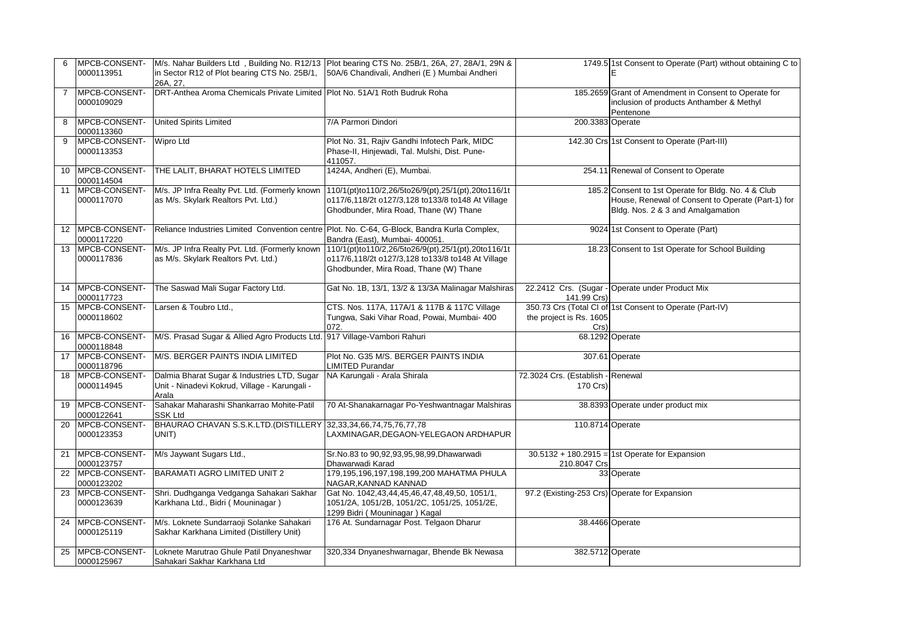| 6 | MPCB-CONSENT-0000113951 | M/s. Nahar Builders Ltd , Building No. R12/13 in Sector R12 of Plot bearing CTS No. 25B/1, 26A, 27, | Plot bearing CTS No. 25B/1, 26A, 27, 28A/1, 29N & 50A/6 Chandivali, Andheri (E ) Mumbai Andheri | 1749.5 | 1st Consent to Operate (Part) without obtaining C to E |
|---|---|---|---|---|---|
| 7 | MPCB-CONSENT-0000109029 | DRT-Anthea Aroma Chemicals Private Limited | Plot No. 51A/1 Roth Budruk Roha | 185.2659 | Grant of Amendment in Consent to Operate for inclusion of products Anthamber & Methyl Pentenone |
| 8 | MPCB-CONSENT-0000113360 | United Spirits Limited | 7/A Parmori Dindori | 200.3383 | Operate |
| 9 | MPCB-CONSENT-0000113353 | Wipro Ltd | Plot No. 31, Rajiv Gandhi Infotech Park, MIDC Phase-II, Hinjewadi, Tal. Mulshi, Dist. Pune-411057. | 142.30 Crs | 1st Consent to Operate (Part-III) |
| 10 | MPCB-CONSENT-0000114504 | THE LALIT, BHARAT HOTELS LIMITED | 1424A, Andheri (E), Mumbai. | 254.11 | Renewal of Consent to Operate |
| 11 | MPCB-CONSENT-0000117070 | M/s. JP Infra Realty Pvt. Ltd. (Formerly known as M/s. Skylark Realtors Pvt. Ltd.) | 110/1(pt)to110/2,26/5to26/9(pt),25/1(pt),20to116/1to117/6,118/2to127/3,128 to133/8 to148 At Village Ghodbunder, Mira Road, Thane (W) Thane | 185.2 | Consent to 1st Operate for Bldg. No. 4 & Club House, Renewal of Consent to Operate (Part-1) for Bldg. Nos. 2 & 3 and Amalgamation |
| 12 | MPCB-CONSENT-0000117220 | Reliance Industries Limited Convention centre | Plot. No. C-64, G-Block, Bandra Kurla Complex, Bandra (East), Mumbai- 400051. | 9024 | 1st Consent to Operate (Part) |
| 13 | MPCB-CONSENT-0000117836 | M/s. JP Infra Realty Pvt. Ltd. (Formerly known as M/s. Skylark Realtors Pvt. Ltd.) | 110/1(pt)to110/2,26/5to26/9(pt),25/1(pt),20to116/1to117/6,118/2to127/3,128 to133/8 to148 At Village Ghodbunder, Mira Road, Thane (W) Thane | 18.23 | Consent to 1st Operate for School Building |
| 14 | MPCB-CONSENT-0000117723 | The Saswad Mali Sugar Factory Ltd. | Gat No. 1B, 13/1, 13/2 & 13/3A Malinagar Malshiras | 22.2412 Crs. (Sugar - 141.99 Crs) | Operate under Product Mix |
| 15 | MPCB-CONSENT-0000118602 | Larsen & Toubro Ltd., | CTS. Nos. 117A, 117A/1 & 117B & 117C Village Tungwa, Saki Vihar Road, Powai, Mumbai- 400 072. | 350.73 Crs (Total CI of the project is Rs. 1605 Crs) | 1st Consent to Operate (Part-IV) |
| 16 | MPCB-CONSENT-0000118848 | M/S. Prasad Sugar & Allied Agro Products Ltd. | 917 Village-Vambori Rahuri | 68.1292 | Operate |
| 17 | MPCB-CONSENT-0000118796 | M/S. BERGER PAINTS INDIA LIMITED | Plot No. G35 M/S. BERGER PAINTS INDIA LIMITED Purandar | 307.61 | Operate |
| 18 | MPCB-CONSENT-0000114945 | Dalmia Bharat Sugar & Industries LTD, Sugar Unit - Ninadevi Kokrud, Village - Karungali - Arala | NA Karungali - Arala Shirala | 72.3024 Crs. (Establish - 170 Crs) | Renewal |
| 19 | MPCB-CONSENT-0000122641 | Sahakar Maharashi Shankarrao Mohite-Patil SSK Ltd | 70 At-Shanakarnagar Po-Yeshwantnagar Malshiras | 38.8393 | Operate under product mix |
| 20 | MPCB-CONSENT-0000123353 | BHAURAO CHAVAN S.S.K.LTD.(DISTILLERY UNIT) | 32,33,34,66,74,75,76,77,78 LAXMINAGAR,DEGAON-YELEGAON ARDHAPUR | 110.8714 | Operate |
| 21 | MPCB-CONSENT-0000123757 | M/s Jaywant Sugars Ltd., | Sr.No.83 to 90,92,93,95,98,99,Dhawarwadi Dhawarwadi Karad | 30.5132 + 180.2915 = 210.8047 Crs | 1st Operate for Expansion |
| 22 | MPCB-CONSENT-0000123202 | BARAMATI AGRO LIMITED UNIT 2 | 179,195,196,197,198,199,200 MAHATMA PHULA NAGAR,KANNAD KANNAD | 33 | Operate |
| 23 | MPCB-CONSENT-0000123639 | Shri. Dudhganga Vedganga Sahakari Sakhar Karkhana Ltd., Bidri ( Mouninagar ) | Gat No. 1042,43,44,45,46,47,48,49,50, 1051/1, 1051/2A, 1051/2B, 1051/2C, 1051/25, 1051/2E, 1299 Bidri ( Mouninagar ) Kagal | 97.2 (Existing-253 Crs) | Operate for Expansion |
| 24 | MPCB-CONSENT-0000125119 | M/s. Loknete Sundarraoji Solanke Sahakari Sakhar Karkhana Limited (Distillery Unit) | 176 At. Sundarnagar Post. Telgaon Dharur | 38.4466 | Operate |
| 25 | MPCB-CONSENT-0000125967 | Loknete Marutrao Ghule Patil Dnyaneshwar Sahakari Sakhar Karkhana Ltd | 320,334 Dnyaneshwarnagar, Bhende Bk Newasa | 382.5712 | Operate |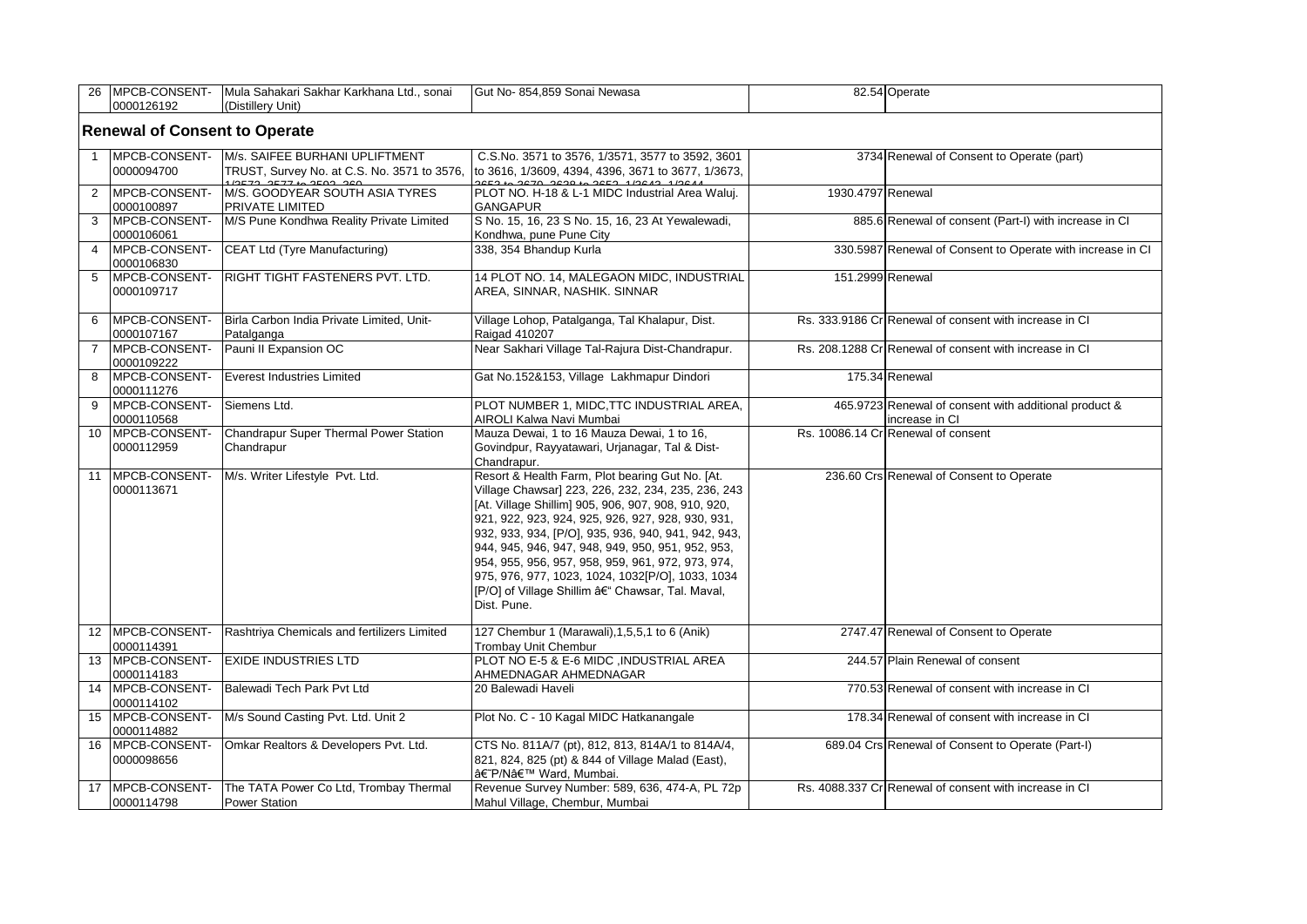| 26 | MPCB-CONSENT-0000126192 | Mula Sahakari Sakhar Karkhana Ltd., sonai (Distillery Unit) | Gut No- 854,859 Sonai Newasa | 82.54 | Operate |
|---|---|---|---|---|---|

## Renewal of Consent to Operate

| | | | | | |
|---|---|---|---|---|---|
| 1 | MPCB-CONSENT-0000094700 | M/s. SAIFEE BURHANI UPLIFTMENT TRUST, Survey No. at C.S.No. 3571 to 3576, 1/3572, 3577 to 3592, 360 | C.S.No. 3571 to 3576, 1/3571, 3577 to 3592, 3601 to 3616, 1/3609, 4394, 4396, 3671 to 3677, 1/3673, 3653 to 3670, 3639 to 3652, 1/3642, 1/3644 | 3734 | Renewal of Consent to Operate (part) |
| 2 | MPCB-CONSENT-0000100897 | M/S. GOODYEAR SOUTH ASIA TYRES PRIVATE LIMITED | PLOT NO. H-18 & L-1 MIDC Industrial Area Waluj. GANGAPUR | 1930.4797 | Renewal |
| 3 | MPCB-CONSENT-0000106061 | M/S Pune Kondhwa Reality Private Limited | S No. 15, 16, 23 S No. 15, 16, 23 At Yewalewadi, Kondhwa, pune Pune City | 885.6 | Renewal of consent (Part-I) with increase in CI |
| 4 | MPCB-CONSENT-0000106830 | CEAT Ltd (Tyre Manufacturing) | 338, 354 Bhandup Kurla | 330.5987 | Renewal of Consent to Operate with increase in CI |
| 5 | MPCB-CONSENT-0000109717 | RIGHT TIGHT FASTENERS PVT. LTD. | 14 PLOT NO. 14, MALEGAON MIDC, INDUSTRIAL AREA, SINNAR, NASHIK. SINNAR | 151.2999 | Renewal |
| 6 | MPCB-CONSENT-0000107167 | Birla Carbon India Private Limited, Unit-Patalganga | Village Lohop, Patalganga, Tal Khalapur, Dist. Raigad 410207 | Rs. 333.9186 Cr | Renewal of consent with increase in CI |
| 7 | MPCB-CONSENT-0000109222 | Pauni II Expansion OC | Near Sakhari Village Tal-Rajura Dist-Chandrapur. | Rs. 208.1288 Cr | Renewal of consent with increase in CI |
| 8 | MPCB-CONSENT-0000111276 | Everest Industries Limited | Gat No.152&153, Village Lakhmapur Dindori | 175.34 | Renewal |
| 9 | MPCB-CONSENT-0000110568 | Siemens Ltd. | PLOT NUMBER 1, MIDC,TTC INDUSTRIAL AREA, AIROLI Kalwa Navi Mumbai | 465.9723 | Renewal of consent with additional product & increase in CI |
| 10 | MPCB-CONSENT-0000112959 | Chandrapur Super Thermal Power Station Chandrapur | Mauza Dewai, 1 to 16 Mauza Dewai, 1 to 16, Govindpur, Rayyatawari, Urjanagar, Tal & Dist-Chandrapur. | Rs. 10086.14 Cr | Renewal of consent |
| 11 | MPCB-CONSENT-0000113671 | M/s. Writer Lifestyle Pvt. Ltd. | Resort & Health Farm, Plot bearing Gut No. [At. Village Chawsar] 223, 226, 232, 234, 235, 236, 243 [At. Village Shillim] 905, 906, 907, 908, 910, 920, 921, 922, 923, 924, 925, 926, 927, 928, 930, 931, 932, 933, 934, [P/O], 935, 936, 940, 941, 942, 943, 944, 945, 946, 947, 948, 949, 950, 951, 952, 953, 954, 955, 956, 957, 958, 959, 961, 972, 973, 974, 975, 976, 977, 1023, 1024, 1032[P/O], 1033, 1034 [P/O] of Village Shillim â€" Chawsar, Tal. Maval, Dist. Pune. | 236.60 Crs | Renewal of Consent to Operate |
| 12 | MPCB-CONSENT-0000114391 | Rashtriya Chemicals and fertilizers Limited | 127 Chembur 1 (Marawali),1,5,5,1 to 6 (Anik) Trombay Unit Chembur | 2747.47 | Renewal of Consent to Operate |
| 13 | MPCB-CONSENT-0000114183 | EXIDE INDUSTRIES LTD | PLOT NO E-5 & E-6 MIDC ,INDUSTRIAL AREA AHMEDNAGAR AHMEDNAGAR | 244.57 | Plain Renewal of consent |
| 14 | MPCB-CONSENT-0000114102 | Balewadi Tech Park Pvt Ltd | 20 Balewadi Haveli | 770.53 | Renewal of consent with increase in CI |
| 15 | MPCB-CONSENT-0000114882 | M/s Sound Casting Pvt. Ltd. Unit 2 | Plot No. C - 10 Kagal MIDC Hatkanangale | 178.34 | Renewal of consent with increase in CI |
| 16 | MPCB-CONSENT-0000098656 | Omkar Realtors & Developers Pvt. Ltd. | CTS No. 811A/7 (pt), 812, 813, 814A/1 to 814A/4, 821, 824, 825 (pt) & 844 of Village Malad (East), â€˜P/Nâ€™ Ward, Mumbai. | 689.04 Crs | Renewal of Consent to Operate (Part-I) |
| 17 | MPCB-CONSENT-0000114798 | The TATA Power Co Ltd, Trombay Thermal Power Station | Revenue Survey Number: 589, 636, 474-A, PL 72p Mahul Village, Chembur, Mumbai | Rs. 4088.337 Cr | Renewal of consent with increase in CI |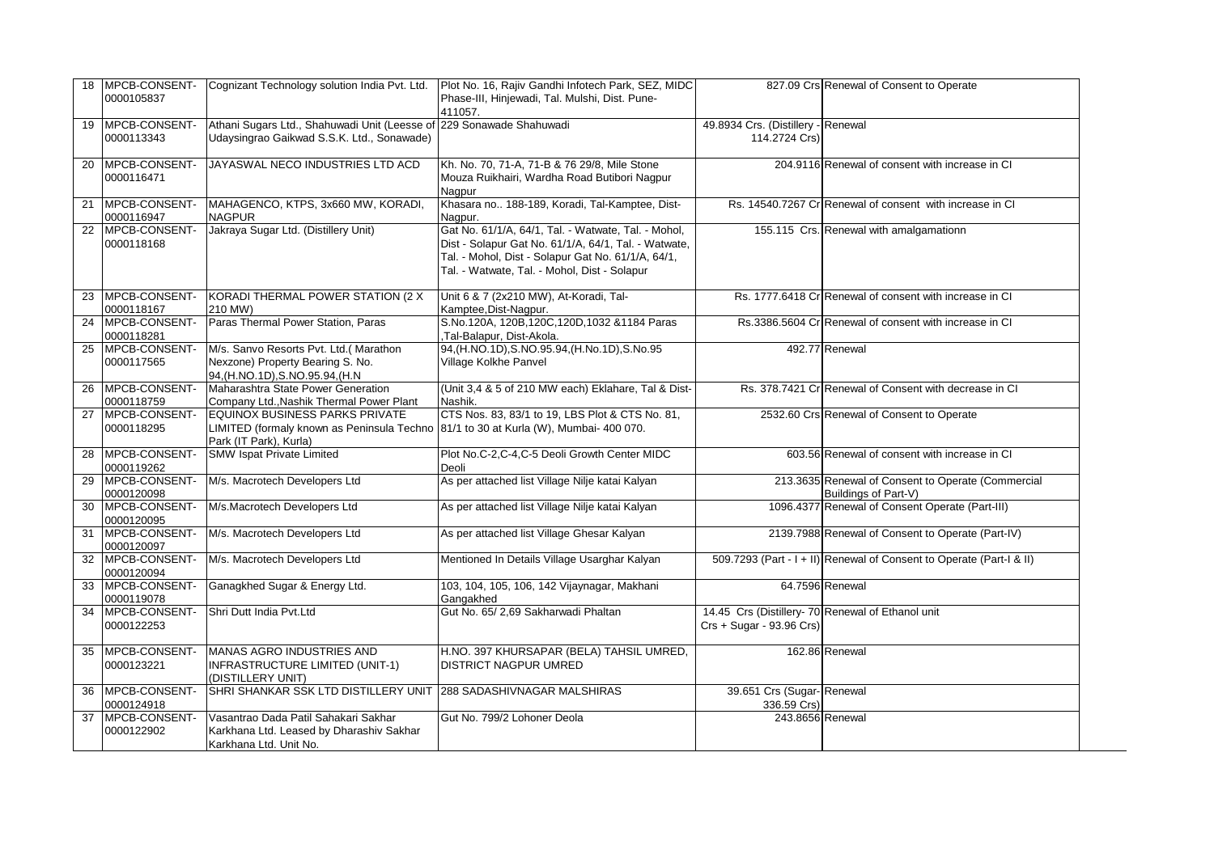| | | | | | |
|---|---|---|---|---|---|
| 18 | MPCB-CONSENT-0000105837 | Cognizant Technology solution India Pvt. Ltd. | Plot No. 16, Rajiv Gandhi Infotech Park, SEZ, MIDC Phase-III, Hinjewadi, Tal. Mulshi, Dist. Pune-411057. | 827.09 Crs | Renewal of Consent to Operate |
| 19 | MPCB-CONSENT-0000113343 | Athani Sugars Ltd., Shahuwadi Unit (Leesse of Udaysingrao Gaikwad S.S.K. Ltd., Sonawade) | 229 Sonawade Shahuwadi | 49.8934 Crs. (Distillery - 114.2724 Crs) | Renewal |
| 20 | MPCB-CONSENT-0000116471 | JAYASWAL NECO INDUSTRIES LTD ACD | Kh. No. 70, 71-A, 71-B & 76 29/8, Mile Stone Mouza Ruikhairi, Wardha Road Butibori Nagpur Nagpur | 204.9116 | Renewal of consent with increase in CI |
| 21 | MPCB-CONSENT-0000116947 | MAHAGENCO, KTPS, 3x660 MW, KORADI, NAGPUR | Khasara no.. 188-189, Koradi, Tal-Kamptee, Dist-Nagpur. | Rs. 14540.7267 Cr | Renewal of consent with increase in CI |
| 22 | MPCB-CONSENT-0000118168 | Jakraya Sugar Ltd. (Distillery Unit) | Gat No. 61/1/A, 64/1, Tal. - Watwate, Tal. - Mohol, Dist - Solapur Gat No. 61/1/A, 64/1, Tal. - Watwate, Tal. - Mohol, Dist - Solapur Gat No. 61/1/A, 64/1, Tal. - Watwate, Tal. - Mohol, Dist - Solapur | 155.115 Crs. | Renewal with amalgamationn |
| 23 | MPCB-CONSENT-0000118167 | KORADI THERMAL POWER STATION (2 X 210 MW) | Unit 6 & 7 (2x210 MW), At-Koradi, Tal-Kamptee,Dist-Nagpur. | Rs. 1777.6418 Cr | Renewal of consent with increase in CI |
| 24 | MPCB-CONSENT-0000118281 | Paras Thermal Power Station, Paras | S.No.120A, 120B,120C,120D,1032 &1184 Paras ,Tal-Balapur, Dist-Akola. | Rs.3386.5604 Cr | Renewal of consent with increase in CI |
| 25 | MPCB-CONSENT-0000117565 | M/s. Sanvo Resorts Pvt. Ltd.( Marathon Nexzone) Property Bearing S. No. 94,(H.NO.1D),S.NO.95.94,(H.N | 94,(H.NO.1D),S.NO.95.94,(H.No.1D),S.No.95 Village Kolkhe Panvel | 492.77 | Renewal |
| 26 | MPCB-CONSENT-0000118759 | Maharashtra State Power Generation Company Ltd.,Nashik Thermal Power Plant | (Unit 3,4 & 5 of 210 MW each) Eklahare, Tal & Dist-Nashik. | Rs. 378.7421 Cr | Renewal of Consent with decrease in CI |
| 27 | MPCB-CONSENT-0000118295 | EQUINOX BUSINESS PARKS PRIVATE LIMITED (formaly known as Peninsula Techno Park (IT Park), Kurla) | CTS Nos. 83, 83/1 to 19, LBS Plot & CTS No. 81, 81/1 to 30 at Kurla (W), Mumbai- 400 070. | 2532.60 Crs | Renewal of Consent to Operate |
| 28 | MPCB-CONSENT-0000119262 | SMW Ispat Private Limited | Plot No.C-2,C-4,C-5 Deoli Growth Center MIDC Deoli | 603.56 | Renewal of consent with increase in CI |
| 29 | MPCB-CONSENT-0000120098 | M/s. Macrotech Developers Ltd | As per attached list Village Nilje katai Kalyan | 213.3635 | Renewal of Consent to Operate (Commercial Buildings of Part-V) |
| 30 | MPCB-CONSENT-0000120095 | M/s.Macrotech Developers Ltd | As per attached list Village Nilje katai Kalyan | 1096.4377 | Renewal of Consent Operate (Part-III) |
| 31 | MPCB-CONSENT-0000120097 | M/s. Macrotech Developers Ltd | As per attached list Village Ghesar Kalyan | 2139.7988 | Renewal of Consent to Operate (Part-IV) |
| 32 | MPCB-CONSENT-0000120094 | M/s. Macrotech Developers Ltd | Mentioned In Details Village Usarghar Kalyan | 509.7293 (Part - I + II) | Renewal of Consent to Operate (Part-I & II) |
| 33 | MPCB-CONSENT-0000119078 | Ganagkhed Sugar & Energy Ltd. | 103, 104, 105, 106, 142 Vijaynagar, Makhani Gangakhed | 64.7596 | Renewal |
| 34 | MPCB-CONSENT-0000122253 | Shri Dutt India Pvt.Ltd | Gut No. 65/ 2,69 Sakharwadi Phaltan | 14.45 Crs (Distillery- 70 Crs + Sugar - 93.96 Crs) | Renewal of Ethanol unit |
| 35 | MPCB-CONSENT-0000123221 | MANAS AGRO INDUSTRIES AND INFRASTRUCTURE LIMITED (UNIT-1) (DISTILLERY UNIT) | H.NO. 397 KHURSAPAR (BELA) TAHSIL UMRED, DISTRICT NAGPUR UMRED | 162.86 | Renewal |
| 36 | MPCB-CONSENT-0000124918 | SHRI SHANKAR SSK LTD DISTILLERY UNIT | 288 SADASHIVNAGAR MALSHIRAS | 39.651 Crs (Sugar- 336.59 Crs) | Renewal |
| 37 | MPCB-CONSENT-0000122902 | Vasantrao Dada Patil Sahakari Sakhar Karkhana Ltd. Leased by Dharashiv Sakhar Karkhana Ltd. Unit No. | Gut No. 799/2 Lohoner Deola | 243.8656 | Renewal |